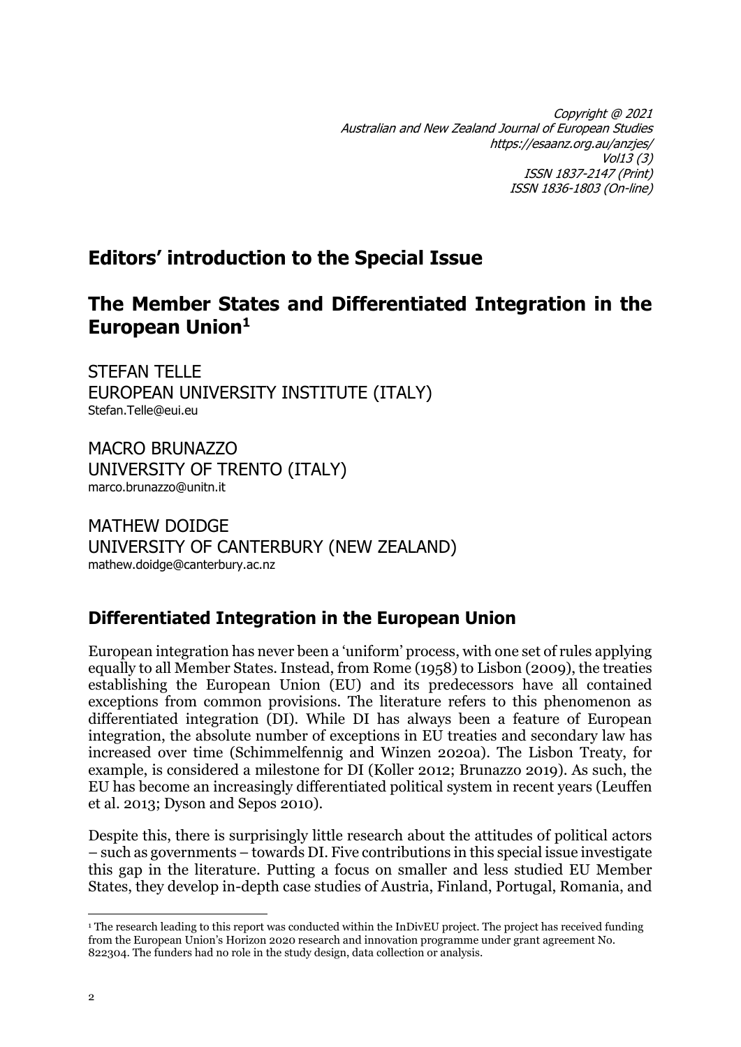Copyright @ 2021
Australian and New Zealand Journal of European Studies
https://esaanz.org.au/anzjes/
Vol13 (3)
ISSN 1837-2147 (Print)
ISSN 1836-1803 (On-line)

# Editors' introduction to the Special Issue

# The Member States and Differentiated Integration in the European Union[1]

STEFAN TELLE
EUROPEAN UNIVERSITY INSTITUTE (ITALY)
Stefan.Telle@eui.eu

MACRO BRUNAZZO
UNIVERSITY OF TRENTO (ITALY)
marco.brunazzo@unitn.it

MATHEW DOIDGE
UNIVERSITY OF CANTERBURY (NEW ZEALAND)
mathew.doidge@canterbury.ac.nz

## Differentiated Integration in the European Union

European integration has never been a 'uniform' process, with one set of rules applying equally to all Member States. Instead, from Rome (1958) to Lisbon (2009), the treaties establishing the European Union (EU) and its predecessors have all contained exceptions from common provisions. The literature refers to this phenomenon as differentiated integration (DI). While DI has always been a feature of European integration, the absolute number of exceptions in EU treaties and secondary law has increased over time (Schimmelfennig and Winzen 2020a). The Lisbon Treaty, for example, is considered a milestone for DI (Koller 2012; Brunazzo 2019). As such, the EU has become an increasingly differentiated political system in recent years (Leuffen et al. 2013; Dyson and Sepos 2010).

Despite this, there is surprisingly little research about the attitudes of political actors – such as governments – towards DI. Five contributions in this special issue investigate this gap in the literature. Putting a focus on smaller and less studied EU Member States, they develop in-depth case studies of Austria, Finland, Portugal, Romania, and

[1] The research leading to this report was conducted within the InDivEU project. The project has received funding from the European Union's Horizon 2020 research and innovation programme under grant agreement No. 822304. The funders had no role in the study design, data collection or analysis.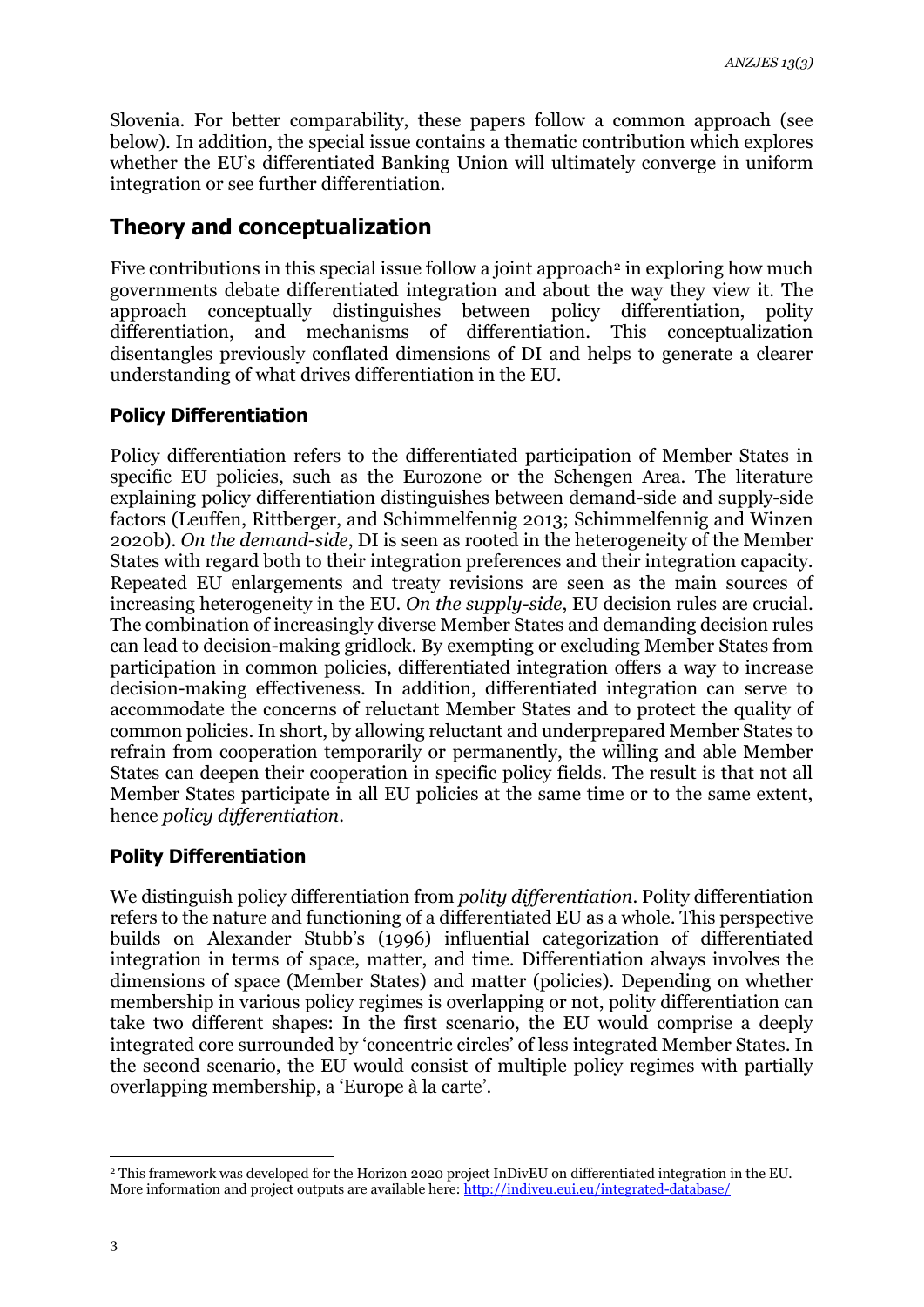Slovenia. For better comparability, these papers follow a common approach (see below). In addition, the special issue contains a thematic contribution which explores whether the EU's differentiated Banking Union will ultimately converge in uniform integration or see further differentiation.

## Theory and conceptualization

Five contributions in this special issue follow a joint approach[2] in exploring how much governments debate differentiated integration and about the way they view it. The approach conceptually distinguishes between policy differentiation, polity differentiation, and mechanisms of differentiation. This conceptualization disentangles previously conflated dimensions of DI and helps to generate a clearer understanding of what drives differentiation in the EU.

### Policy Differentiation

Policy differentiation refers to the differentiated participation of Member States in specific EU policies, such as the Eurozone or the Schengen Area. The literature explaining policy differentiation distinguishes between demand-side and supply-side factors (Leuffen, Rittberger, and Schimmelfennig 2013; Schimmelfennig and Winzen 2020b). *On the demand-side*, DI is seen as rooted in the heterogeneity of the Member States with regard both to their integration preferences and their integration capacity. Repeated EU enlargements and treaty revisions are seen as the main sources of increasing heterogeneity in the EU. *On the supply-side*, EU decision rules are crucial. The combination of increasingly diverse Member States and demanding decision rules can lead to decision-making gridlock. By exempting or excluding Member States from participation in common policies, differentiated integration offers a way to increase decision-making effectiveness. In addition, differentiated integration can serve to accommodate the concerns of reluctant Member States and to protect the quality of common policies. In short, by allowing reluctant and underprepared Member States to refrain from cooperation temporarily or permanently, the willing and able Member States can deepen their cooperation in specific policy fields. The result is that not all Member States participate in all EU policies at the same time or to the same extent, hence *policy differentiation*.

### Polity Differentiation

We distinguish policy differentiation from *polity differentiation*. Polity differentiation refers to the nature and functioning of a differentiated EU as a whole. This perspective builds on Alexander Stubb's (1996) influential categorization of differentiated integration in terms of space, matter, and time. Differentiation always involves the dimensions of space (Member States) and matter (policies). Depending on whether membership in various policy regimes is overlapping or not, polity differentiation can take two different shapes: In the first scenario, the EU would comprise a deeply integrated core surrounded by 'concentric circles' of less integrated Member States. In the second scenario, the EU would consist of multiple policy regimes with partially overlapping membership, a 'Europe à la carte'.

---

[2] This framework was developed for the Horizon 2020 project InDivEU on differentiated integration in the EU. More information and project outputs are available here: http://indiveu.eui.eu/integrated-database/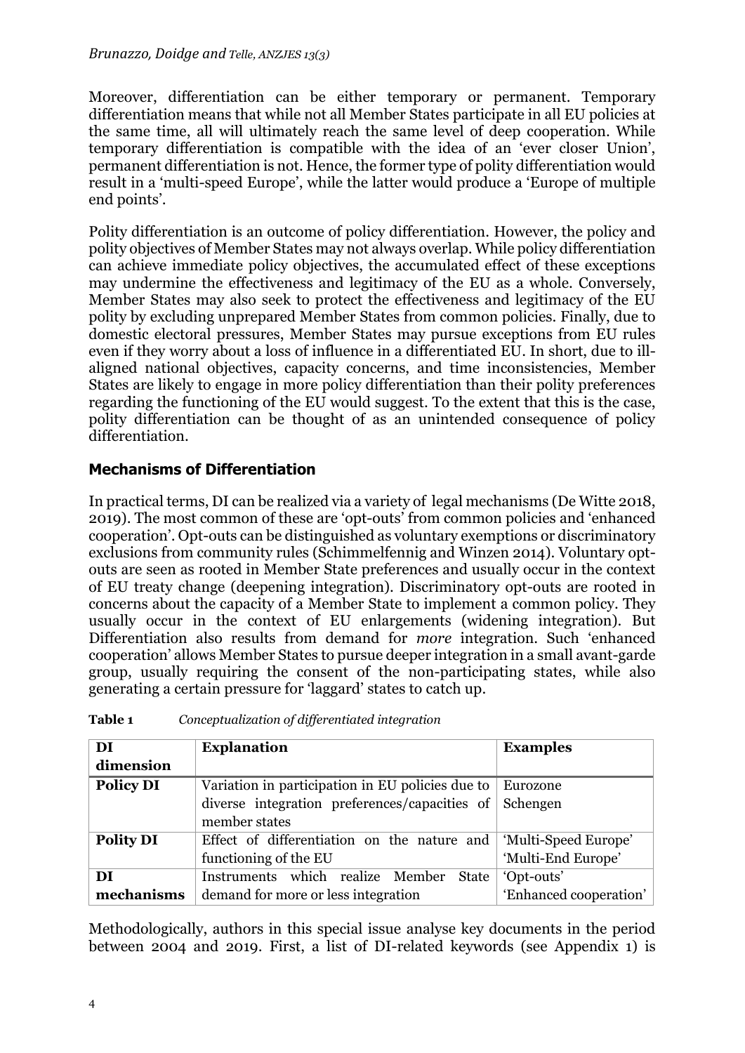Moreover, differentiation can be either temporary or permanent. Temporary differentiation means that while not all Member States participate in all EU policies at the same time, all will ultimately reach the same level of deep cooperation. While temporary differentiation is compatible with the idea of an 'ever closer Union', permanent differentiation is not. Hence, the former type of polity differentiation would result in a 'multi-speed Europe', while the latter would produce a 'Europe of multiple end points'.

Polity differentiation is an outcome of policy differentiation. However, the policy and polity objectives of Member States may not always overlap. While policy differentiation can achieve immediate policy objectives, the accumulated effect of these exceptions may undermine the effectiveness and legitimacy of the EU as a whole. Conversely, Member States may also seek to protect the effectiveness and legitimacy of the EU polity by excluding unprepared Member States from common policies. Finally, due to domestic electoral pressures, Member States may pursue exceptions from EU rules even if they worry about a loss of influence in a differentiated EU. In short, due to ill-aligned national objectives, capacity concerns, and time inconsistencies, Member States are likely to engage in more policy differentiation than their polity preferences regarding the functioning of the EU would suggest. To the extent that this is the case, polity differentiation can be thought of as an unintended consequence of policy differentiation.

## Mechanisms of Differentiation

In practical terms, DI can be realized via a variety of legal mechanisms (De Witte 2018, 2019). The most common of these are 'opt-outs' from common policies and 'enhanced cooperation'. Opt-outs can be distinguished as voluntary exemptions or discriminatory exclusions from community rules (Schimmelfennig and Winzen 2014). Voluntary opt-outs are seen as rooted in Member State preferences and usually occur in the context of EU treaty change (deepening integration). Discriminatory opt-outs are rooted in concerns about the capacity of a Member State to implement a common policy. They usually occur in the context of EU enlargements (widening integration). But Differentiation also results from demand for *more* integration. Such 'enhanced cooperation' allows Member States to pursue deeper integration in a small avant-garde group, usually requiring the consent of the non-participating states, while also generating a certain pressure for 'laggard' states to catch up.

**Table 1** *Conceptualization of differentiated integration*

| DI dimension | Explanation | Examples |
|---|---|---|
| **Policy DI** | Variation in participation in EU policies due to diverse integration preferences/capacities of member states | Eurozone<br>Schengen |
| **Polity DI** | Effect of differentiation on the nature and functioning of the EU | 'Multi-Speed Europe'<br>'Multi-End Europe' |
| **DI mechanisms** | Instruments which realize Member State demand for more or less integration | 'Opt-outs'<br>'Enhanced cooperation' |

Methodologically, authors in this special issue analyse key documents in the period between 2004 and 2019. First, a list of DI-related keywords (see Appendix 1) is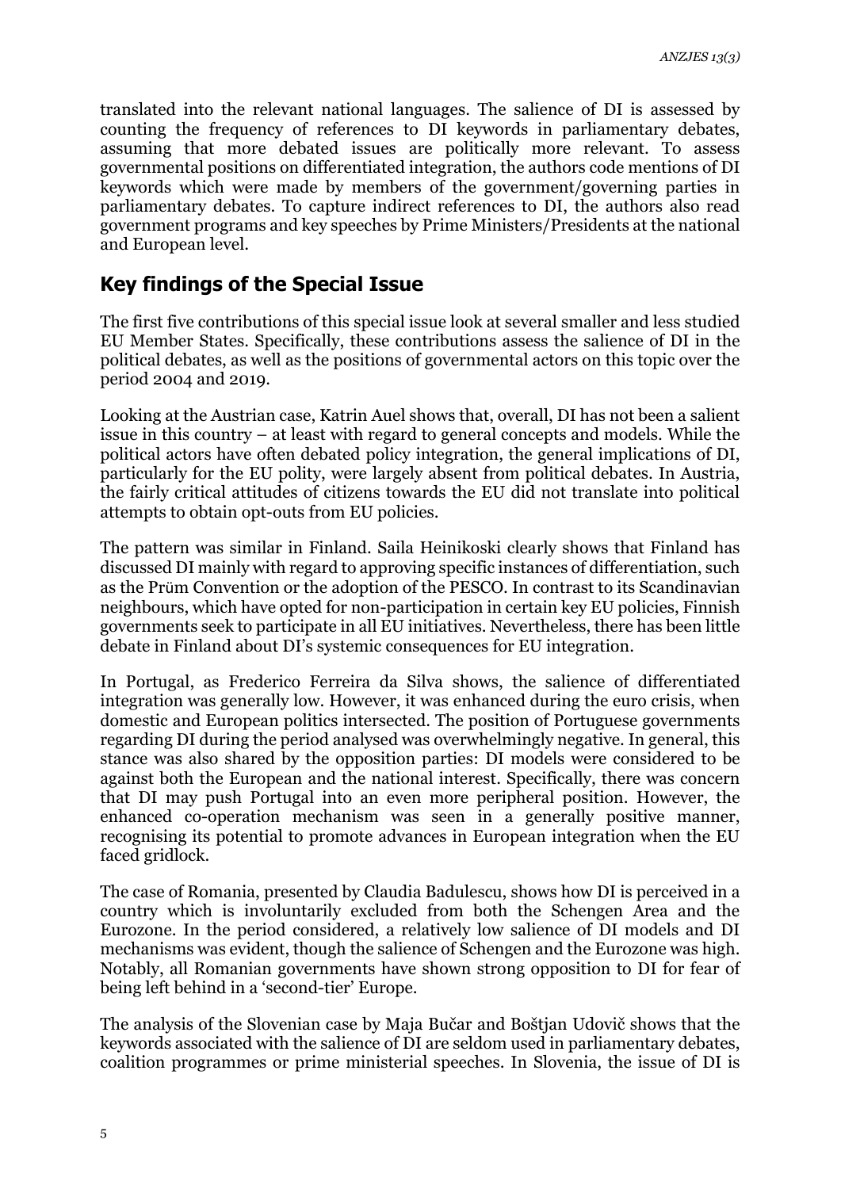translated into the relevant national languages. The salience of DI is assessed by counting the frequency of references to DI keywords in parliamentary debates, assuming that more debated issues are politically more relevant. To assess governmental positions on differentiated integration, the authors code mentions of DI keywords which were made by members of the government/governing parties in parliamentary debates. To capture indirect references to DI, the authors also read government programs and key speeches by Prime Ministers/Presidents at the national and European level.

## Key findings of the Special Issue

The first five contributions of this special issue look at several smaller and less studied EU Member States. Specifically, these contributions assess the salience of DI in the political debates, as well as the positions of governmental actors on this topic over the period 2004 and 2019.

Looking at the Austrian case, Katrin Auel shows that, overall, DI has not been a salient issue in this country – at least with regard to general concepts and models. While the political actors have often debated policy integration, the general implications of DI, particularly for the EU polity, were largely absent from political debates. In Austria, the fairly critical attitudes of citizens towards the EU did not translate into political attempts to obtain opt-outs from EU policies.

The pattern was similar in Finland. Saila Heinikoski clearly shows that Finland has discussed DI mainly with regard to approving specific instances of differentiation, such as the Prüm Convention or the adoption of the PESCO. In contrast to its Scandinavian neighbours, which have opted for non-participation in certain key EU policies, Finnish governments seek to participate in all EU initiatives. Nevertheless, there has been little debate in Finland about DI's systemic consequences for EU integration.

In Portugal, as Frederico Ferreira da Silva shows, the salience of differentiated integration was generally low. However, it was enhanced during the euro crisis, when domestic and European politics intersected. The position of Portuguese governments regarding DI during the period analysed was overwhelmingly negative. In general, this stance was also shared by the opposition parties: DI models were considered to be against both the European and the national interest. Specifically, there was concern that DI may push Portugal into an even more peripheral position. However, the enhanced co-operation mechanism was seen in a generally positive manner, recognising its potential to promote advances in European integration when the EU faced gridlock.

The case of Romania, presented by Claudia Badulescu, shows how DI is perceived in a country which is involuntarily excluded from both the Schengen Area and the Eurozone. In the period considered, a relatively low salience of DI models and DI mechanisms was evident, though the salience of Schengen and the Eurozone was high. Notably, all Romanian governments have shown strong opposition to DI for fear of being left behind in a 'second-tier' Europe.

The analysis of the Slovenian case by Maja Bučar and Boštjan Udovič shows that the keywords associated with the salience of DI are seldom used in parliamentary debates, coalition programmes or prime ministerial speeches. In Slovenia, the issue of DI is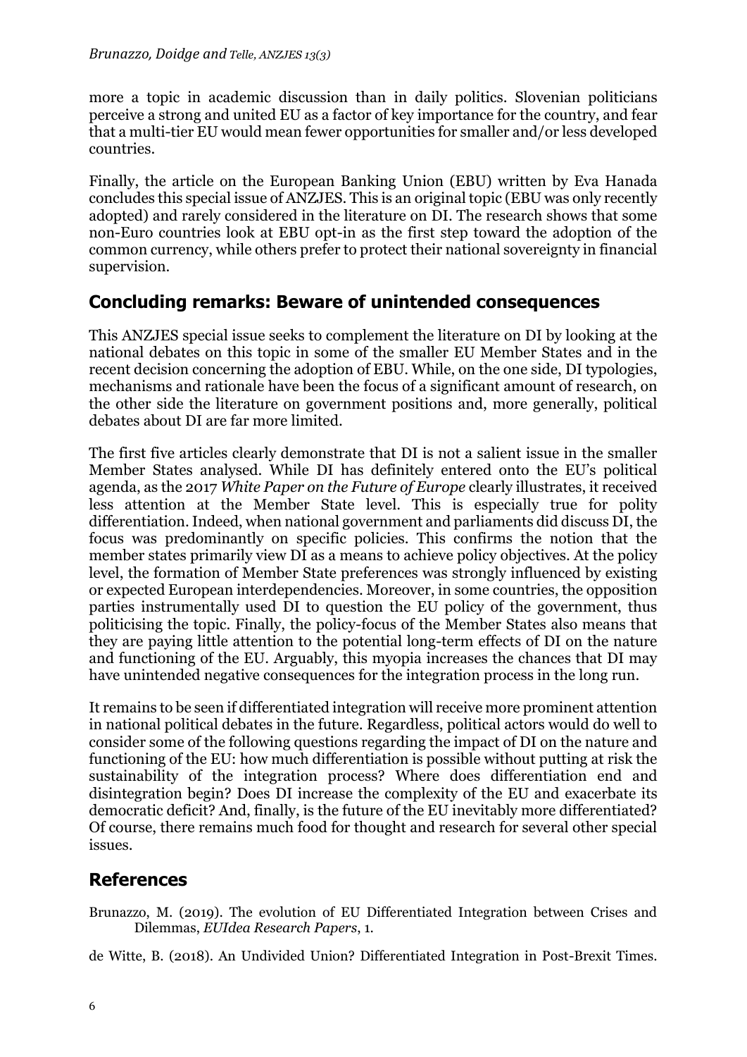more a topic in academic discussion than in daily politics. Slovenian politicians perceive a strong and united EU as a factor of key importance for the country, and fear that a multi-tier EU would mean fewer opportunities for smaller and/or less developed countries.

Finally, the article on the European Banking Union (EBU) written by Eva Hanada concludes this special issue of ANZJES. This is an original topic (EBU was only recently adopted) and rarely considered in the literature on DI. The research shows that some non-Euro countries look at EBU opt-in as the first step toward the adoption of the common currency, while others prefer to protect their national sovereignty in financial supervision.

## Concluding remarks: Beware of unintended consequences

This ANZJES special issue seeks to complement the literature on DI by looking at the national debates on this topic in some of the smaller EU Member States and in the recent decision concerning the adoption of EBU. While, on the one side, DI typologies, mechanisms and rationale have been the focus of a significant amount of research, on the other side the literature on government positions and, more generally, political debates about DI are far more limited.

The first five articles clearly demonstrate that DI is not a salient issue in the smaller Member States analysed. While DI has definitely entered onto the EU's political agenda, as the 2017 *White Paper on the Future of Europe* clearly illustrates, it received less attention at the Member State level. This is especially true for polity differentiation. Indeed, when national government and parliaments did discuss DI, the focus was predominantly on specific policies. This confirms the notion that the member states primarily view DI as a means to achieve policy objectives. At the policy level, the formation of Member State preferences was strongly influenced by existing or expected European interdependencies. Moreover, in some countries, the opposition parties instrumentally used DI to question the EU policy of the government, thus politicising the topic. Finally, the policy-focus of the Member States also means that they are paying little attention to the potential long-term effects of DI on the nature and functioning of the EU. Arguably, this myopia increases the chances that DI may have unintended negative consequences for the integration process in the long run.

It remains to be seen if differentiated integration will receive more prominent attention in national political debates in the future. Regardless, political actors would do well to consider some of the following questions regarding the impact of DI on the nature and functioning of the EU: how much differentiation is possible without putting at risk the sustainability of the integration process? Where does differentiation end and disintegration begin? Does DI increase the complexity of the EU and exacerbate its democratic deficit? And, finally, is the future of the EU inevitably more differentiated? Of course, there remains much food for thought and research for several other special issues.

## References

Brunazzo, M. (2019). The evolution of EU Differentiated Integration between Crises and Dilemmas, *EUIdea Research Papers*, 1.

de Witte, B. (2018). An Undivided Union? Differentiated Integration in Post-Brexit Times.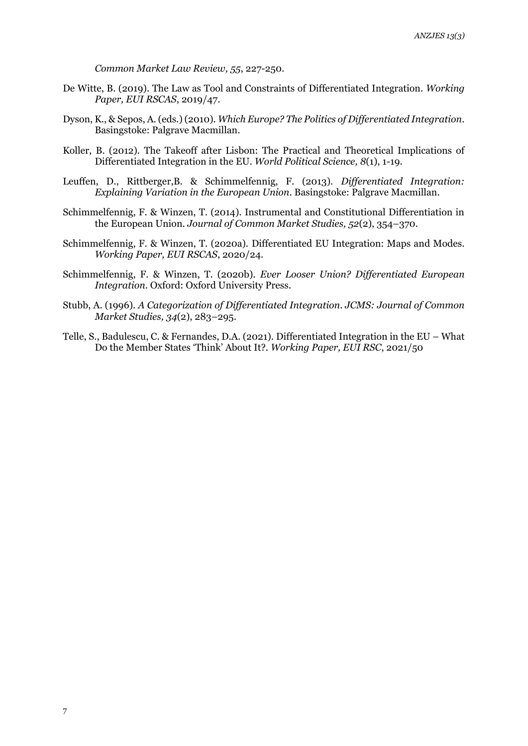*Common Market Law Review, 55*, 227-250.

De Witte, B. (2019). The Law as Tool and Constraints of Differentiated Integration. *Working Paper, EUI RSCAS*, 2019/47.

Dyson, K., & Sepos, A. (eds.) (2010). *Which Europe? The Politics of Differentiated Integration*. Basingstoke: Palgrave Macmillan.

Koller, B. (2012). The Takeoff after Lisbon: The Practical and Theoretical Implications of Differentiated Integration in the EU. *World Political Science, 8*(1), 1-19.

Leuffen, D., Rittberger,B. & Schimmelfennig, F. (2013). *Differentiated Integration: Explaining Variation in the European Union*. Basingstoke: Palgrave Macmillan.

Schimmelfennig, F. & Winzen, T. (2014). Instrumental and Constitutional Differentiation in the European Union. *Journal of Common Market Studies, 52*(2), 354–370.

Schimmelfennig, F. & Winzen, T. (2020a). Differentiated EU Integration: Maps and Modes. *Working Paper, EUI RSCAS*, 2020/24.

Schimmelfennig, F. & Winzen, T. (2020b). *Ever Looser Union? Differentiated European Integration*. Oxford: Oxford University Press.

Stubb, A. (1996). *A Categorization of Differentiated Integration*. *JCMS: Journal of Common Market Studies, 34*(2), 283–295.

Telle, S., Badulescu, C. & Fernandes, D.A. (2021). Differentiated Integration in the EU – What Do the Member States 'Think' About It?. *Working Paper, EUI RSC*, 2021/50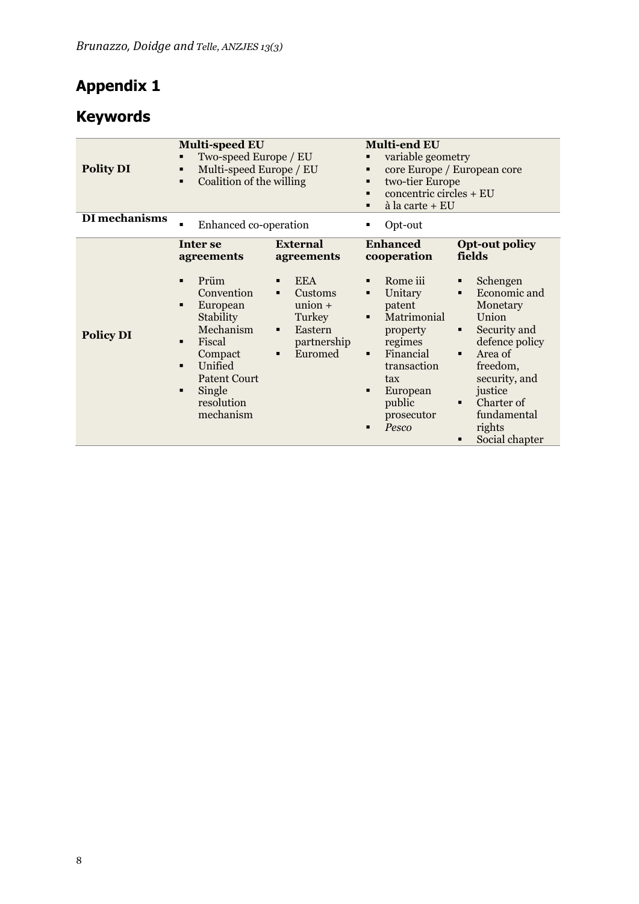# Appendix 1

## Keywords

| | | | | |
|---|---|---|---|---|
| **Polity DI** | **Multi-speed EU**<br>▪ Two-speed Europe / EU<br>▪ Multi-speed Europe / EU<br>▪ Coalition of the willing | | **Multi-end EU**<br>▪ variable geometry<br>▪ core Europe / European core<br>▪ two-tier Europe<br>▪ concentric circles + EU<br>▪ à la carte + EU | |
| **DI mechanisms** | ▪ Enhanced co-operation | | ▪ Opt-out | |
| **Policy DI** | **Inter se agreements**<br>▪ Prüm Convention<br>▪ European Stability Mechanism<br>▪ Fiscal Compact<br>▪ Unified Patent Court<br>▪ Single resolution mechanism | **External agreements**<br>▪ EEA<br>▪ Customs union + Turkey<br>▪ Eastern partnership<br>▪ Euromed | **Enhanced cooperation**<br>▪ Rome iii<br>▪ Unitary patent<br>▪ Matrimonial property regimes<br>▪ Financial transaction tax<br>▪ European public prosecutor<br>▪ *Pesco* | **Opt-out policy fields**<br>▪ Schengen<br>▪ Economic and Monetary Union<br>▪ Security and defence policy<br>▪ Area of freedom, security, and justice<br>▪ Charter of fundamental rights<br>▪ Social chapter |